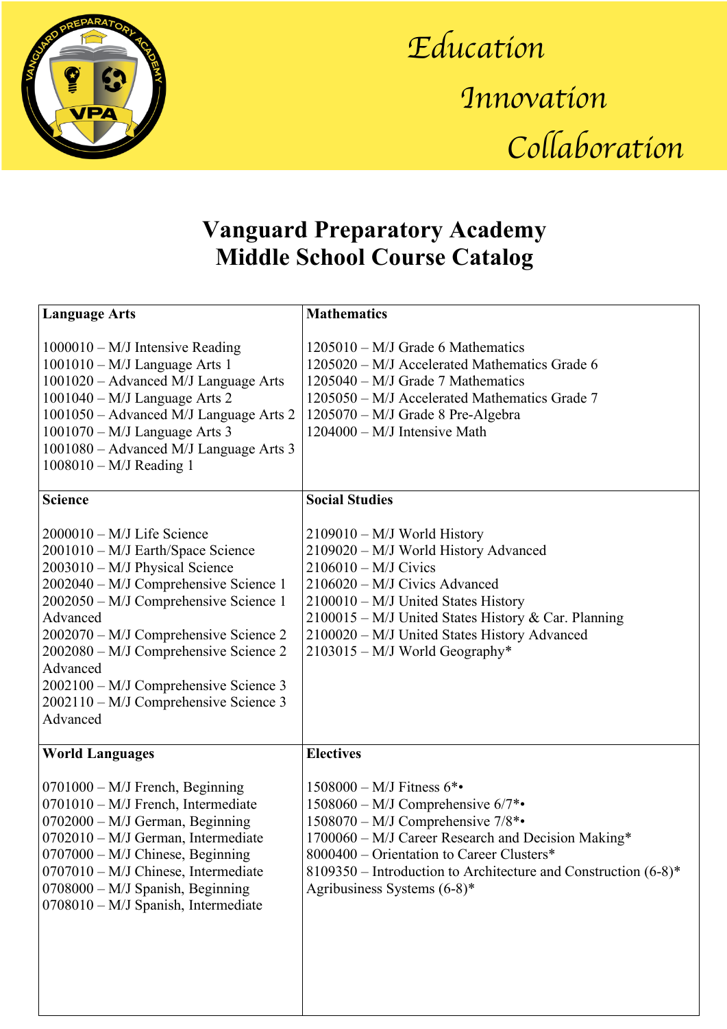*Education*

*Innovation*

*Collaboration*

# Vanguard Preparatory Academy
# Middle School Course Catalog

| Language Arts | Mathematics |
|---|---|
| 1000010 – M/J Intensive Reading<br>1001010 – M/J Language Arts 1<br>1001020 – Advanced M/J Language Arts<br>1001040 – M/J Language Arts 2<br>1001050 – Advanced M/J Language Arts 2<br>1001070 – M/J Language Arts 3<br>1001080 – Advanced M/J Language Arts 3<br>1008010 – M/J Reading 1 | 1205010 – M/J Grade 6 Mathematics<br>1205020 – M/J Accelerated Mathematics Grade 6<br>1205040 – M/J Grade 7 Mathematics<br>1205050 – M/J Accelerated Mathematics Grade 7<br>1205070 – M/J Grade 8 Pre-Algebra<br>1204000 – M/J Intensive Math |
| **Science** | **Social Studies** |
| 2000010 – M/J Life Science<br>2001010 – M/J Earth/Space Science<br>2003010 – M/J Physical Science<br>2002040 – M/J Comprehensive Science 1<br>2002050 – M/J Comprehensive Science 1 Advanced<br>2002070 – M/J Comprehensive Science 2<br>2002080 – M/J Comprehensive Science 2 Advanced<br>2002100 – M/J Comprehensive Science 3<br>2002110 – M/J Comprehensive Science 3 Advanced | 2109010 – M/J World History<br>2109020 – M/J World History Advanced<br>2106010 – M/J Civics<br>2106020 – M/J Civics Advanced<br>2100010 – M/J United States History<br>2100015 – M/J United States History & Car. Planning<br>2100020 – M/J United States History Advanced<br>2103015 – M/J World Geography* |
| **World Languages** | **Electives** |
| 0701000 – M/J French, Beginning<br>0701010 – M/J French, Intermediate<br>0702000 – M/J German, Beginning<br>0702010 – M/J German, Intermediate<br>0707000 – M/J Chinese, Beginning<br>0707010 – M/J Chinese, Intermediate<br>0708000 – M/J Spanish, Beginning<br>0708010 – M/J Spanish, Intermediate | 1508000 – M/J Fitness 6*•<br>1508060 – M/J Comprehensive 6/7*•<br>1508070 – M/J Comprehensive 7/8*•<br>1700060 – M/J Career Research and Decision Making*<br>8000400 – Orientation to Career Clusters*<br>8109350 – Introduction to Architecture and Construction (6-8)*<br>Agribusiness Systems (6-8)* |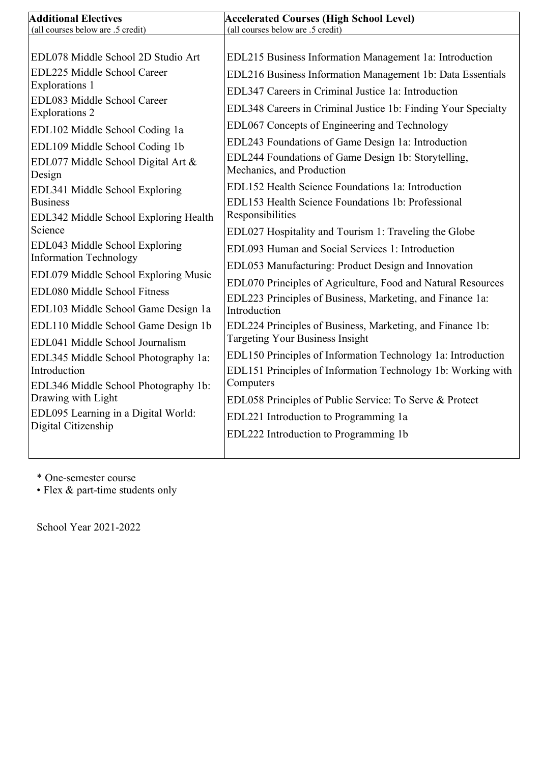| **Additional Electives** (all courses below are .5 credit) | **Accelerated Courses (High School Level)** (all courses below are .5 credit) |
|---|---|
| EDL078 Middle School 2D Studio Art | EDL215 Business Information Management 1a: Introduction |
| EDL225 Middle School Career Explorations 1 | EDL216 Business Information Management 1b: Data Essentials |
| EDL083 Middle School Career Explorations 2 | EDL347 Careers in Criminal Justice 1a: Introduction |
| EDL102 Middle School Coding 1a | EDL348 Careers in Criminal Justice 1b: Finding Your Specialty |
| EDL109 Middle School Coding 1b | EDL067 Concepts of Engineering and Technology |
| EDL077 Middle School Digital Art & Design | EDL243 Foundations of Game Design 1a: Introduction |
| EDL341 Middle School Exploring Business | EDL244 Foundations of Game Design 1b: Storytelling, Mechanics, and Production |
| EDL342 Middle School Exploring Health Science | EDL152 Health Science Foundations 1a: Introduction |
| EDL043 Middle School Exploring Information Technology | EDL153 Health Science Foundations 1b: Professional Responsibilities |
| EDL079 Middle School Exploring Music | EDL027 Hospitality and Tourism 1: Traveling the Globe |
| EDL080 Middle School Fitness | EDL093 Human and Social Services 1: Introduction |
| EDL103 Middle School Game Design 1a | EDL053 Manufacturing: Product Design and Innovation |
| EDL110 Middle School Game Design 1b | EDL070 Principles of Agriculture, Food and Natural Resources |
| EDL041 Middle School Journalism | EDL223 Principles of Business, Marketing, and Finance 1a: Introduction |
| EDL345 Middle School Photography 1a: Introduction | EDL224 Principles of Business, Marketing, and Finance 1b: Targeting Your Business Insight |
| EDL346 Middle School Photography 1b: Drawing with Light | EDL150 Principles of Information Technology 1a: Introduction |
| EDL095 Learning in a Digital World: Digital Citizenship | EDL151 Principles of Information Technology 1b: Working with Computers |
| | EDL058 Principles of Public Service: To Serve & Protect |
| | EDL221 Introduction to Programming 1a |
| | EDL222 Introduction to Programming 1b |

* One-semester course

• Flex & part-time students only

School Year 2021-2022